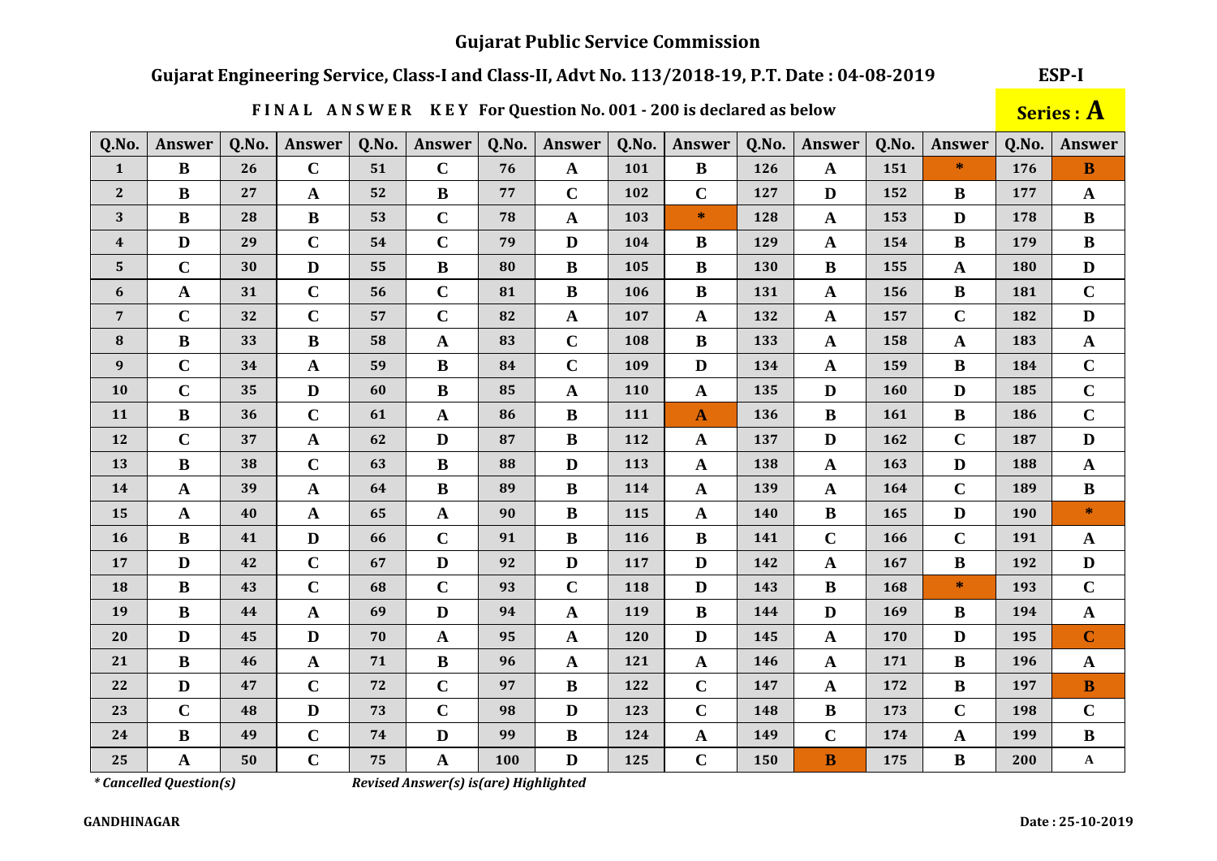# Gujarat Public Service Commission

## Gujarat Engineering Service, Class-I and Class-II, Advt No. 113/2018-19, P.T. Date : 04-08-2019

**ESP-I**

**FINAL ANSWER KEY For Question No. 001 - 200 is declared as below**

**Series : A**

| Q.No. | Answer | Q.No. | Answer | Q.No. | Answer | Q.No. | Answer | Q.No. | Answer | Q.No. | Answer | Q.No. | Answer | Q.No. | Answer |
|---|---|---|---|---|---|---|---|---|---|---|---|---|---|---|---|
| 1 | B | 26 | C | 51 | C | 76 | A | 101 | B | 126 | A | 151 | * | 176 | B |
| 2 | B | 27 | A | 52 | B | 77 | C | 102 | C | 127 | D | 152 | B | 177 | A |
| 3 | B | 28 | B | 53 | C | 78 | A | 103 | * | 128 | A | 153 | D | 178 | B |
| 4 | D | 29 | C | 54 | C | 79 | D | 104 | B | 129 | A | 154 | B | 179 | B |
| 5 | C | 30 | D | 55 | B | 80 | B | 105 | B | 130 | B | 155 | A | 180 | D |
| 6 | A | 31 | C | 56 | C | 81 | B | 106 | B | 131 | A | 156 | B | 181 | C |
| 7 | C | 32 | C | 57 | C | 82 | A | 107 | A | 132 | A | 157 | C | 182 | D |
| 8 | B | 33 | B | 58 | A | 83 | C | 108 | B | 133 | A | 158 | A | 183 | A |
| 9 | C | 34 | A | 59 | B | 84 | C | 109 | D | 134 | A | 159 | B | 184 | C |
| 10 | C | 35 | D | 60 | B | 85 | A | 110 | A | 135 | D | 160 | D | 185 | C |
| 11 | B | 36 | C | 61 | A | 86 | B | 111 | A | 136 | B | 161 | B | 186 | C |
| 12 | C | 37 | A | 62 | D | 87 | B | 112 | A | 137 | D | 162 | C | 187 | D |
| 13 | B | 38 | C | 63 | B | 88 | D | 113 | A | 138 | A | 163 | D | 188 | A |
| 14 | A | 39 | A | 64 | B | 89 | B | 114 | A | 139 | A | 164 | C | 189 | B |
| 15 | A | 40 | A | 65 | A | 90 | B | 115 | A | 140 | B | 165 | D | 190 | * |
| 16 | B | 41 | D | 66 | C | 91 | B | 116 | B | 141 | C | 166 | C | 191 | A |
| 17 | D | 42 | C | 67 | D | 92 | D | 117 | D | 142 | A | 167 | B | 192 | D |
| 18 | B | 43 | C | 68 | C | 93 | C | 118 | D | 143 | B | 168 | * | 193 | C |
| 19 | B | 44 | A | 69 | D | 94 | A | 119 | B | 144 | D | 169 | B | 194 | A |
| 20 | D | 45 | D | 70 | A | 95 | A | 120 | D | 145 | A | 170 | D | 195 | C |
| 21 | B | 46 | A | 71 | B | 96 | A | 121 | A | 146 | A | 171 | B | 196 | A |
| 22 | D | 47 | C | 72 | C | 97 | B | 122 | C | 147 | A | 172 | B | 197 | B |
| 23 | C | 48 | D | 73 | C | 98 | D | 123 | C | 148 | B | 173 | C | 198 | C |
| 24 | B | 49 | C | 74 | D | 99 | B | 124 | A | 149 | C | 174 | A | 199 | B |
| 25 | A | 50 | C | 75 | A | 100 | D | 125 | C | 150 | B | 175 | B | 200 | A |

*\* Cancelled Question(s)* *Revised Answer(s) is(are) Highlighted*

**GANDHINAGAR** **Date : 25-10-2019**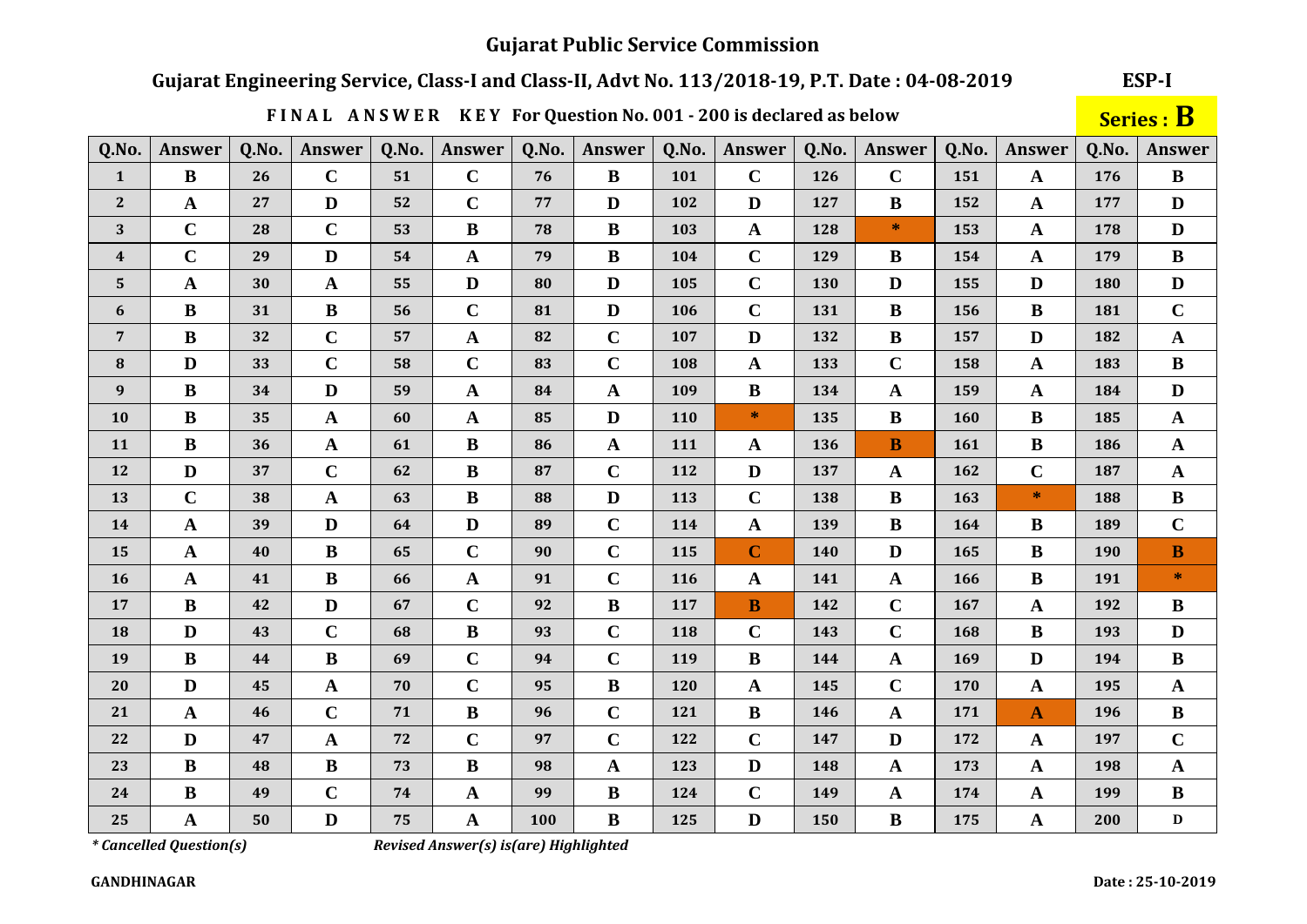# Gujarat Public Service Commission

## Gujarat Engineering Service, Class-I and Class-II, Advt No. 113/2018-19, P.T. Date : 04-08-2019

**ESP-I**

**FINAL ANSWER KEY For Question No. 001 - 200 is declared as below**

**Series : B**

| Q.No. | Answer | Q.No. | Answer | Q.No. | Answer | Q.No. | Answer | Q.No. | Answer | Q.No. | Answer | Q.No. | Answer | Q.No. | Answer |
|---|---|---|---|---|---|---|---|---|---|---|---|---|---|---|---|
| 1 | B | 26 | C | 51 | C | 76 | B | 101 | C | 126 | C | 151 | A | 176 | B |
| 2 | A | 27 | D | 52 | C | 77 | D | 102 | D | 127 | B | 152 | A | 177 | D |
| 3 | C | 28 | C | 53 | B | 78 | B | 103 | A | 128 | * | 153 | A | 178 | D |
| 4 | C | 29 | D | 54 | A | 79 | B | 104 | C | 129 | B | 154 | A | 179 | B |
| 5 | A | 30 | A | 55 | D | 80 | D | 105 | C | 130 | D | 155 | D | 180 | D |
| 6 | B | 31 | B | 56 | C | 81 | D | 106 | C | 131 | B | 156 | B | 181 | C |
| 7 | B | 32 | C | 57 | A | 82 | C | 107 | D | 132 | B | 157 | D | 182 | A |
| 8 | D | 33 | C | 58 | C | 83 | C | 108 | A | 133 | C | 158 | A | 183 | B |
| 9 | B | 34 | D | 59 | A | 84 | A | 109 | B | 134 | A | 159 | A | 184 | D |
| 10 | B | 35 | A | 60 | A | 85 | D | 110 | * | 135 | B | 160 | B | 185 | A |
| 11 | B | 36 | A | 61 | B | 86 | A | 111 | A | 136 | B | 161 | B | 186 | A |
| 12 | D | 37 | C | 62 | B | 87 | C | 112 | D | 137 | A | 162 | C | 187 | A |
| 13 | C | 38 | A | 63 | B | 88 | D | 113 | C | 138 | B | 163 | * | 188 | B |
| 14 | A | 39 | D | 64 | D | 89 | C | 114 | A | 139 | B | 164 | B | 189 | C |
| 15 | A | 40 | B | 65 | C | 90 | C | 115 | C | 140 | D | 165 | B | 190 | B |
| 16 | A | 41 | B | 66 | A | 91 | C | 116 | A | 141 | A | 166 | B | 191 | * |
| 17 | B | 42 | D | 67 | C | 92 | B | 117 | B | 142 | C | 167 | A | 192 | B |
| 18 | D | 43 | C | 68 | B | 93 | C | 118 | C | 143 | C | 168 | B | 193 | D |
| 19 | B | 44 | B | 69 | C | 94 | C | 119 | B | 144 | A | 169 | D | 194 | B |
| 20 | D | 45 | A | 70 | C | 95 | B | 120 | A | 145 | C | 170 | A | 195 | A |
| 21 | A | 46 | C | 71 | B | 96 | C | 121 | B | 146 | A | 171 | A | 196 | B |
| 22 | D | 47 | A | 72 | C | 97 | C | 122 | C | 147 | D | 172 | A | 197 | C |
| 23 | B | 48 | B | 73 | B | 98 | A | 123 | D | 148 | A | 173 | A | 198 | A |
| 24 | B | 49 | C | 74 | A | 99 | B | 124 | C | 149 | A | 174 | A | 199 | B |
| 25 | A | 50 | D | 75 | A | 100 | B | 125 | D | 150 | B | 175 | A | 200 | D |

*\* Cancelled Question(s)*

*Revised Answer(s) is(are) Highlighted*

**GANDHINAGAR**

**Date : 25-10-2019**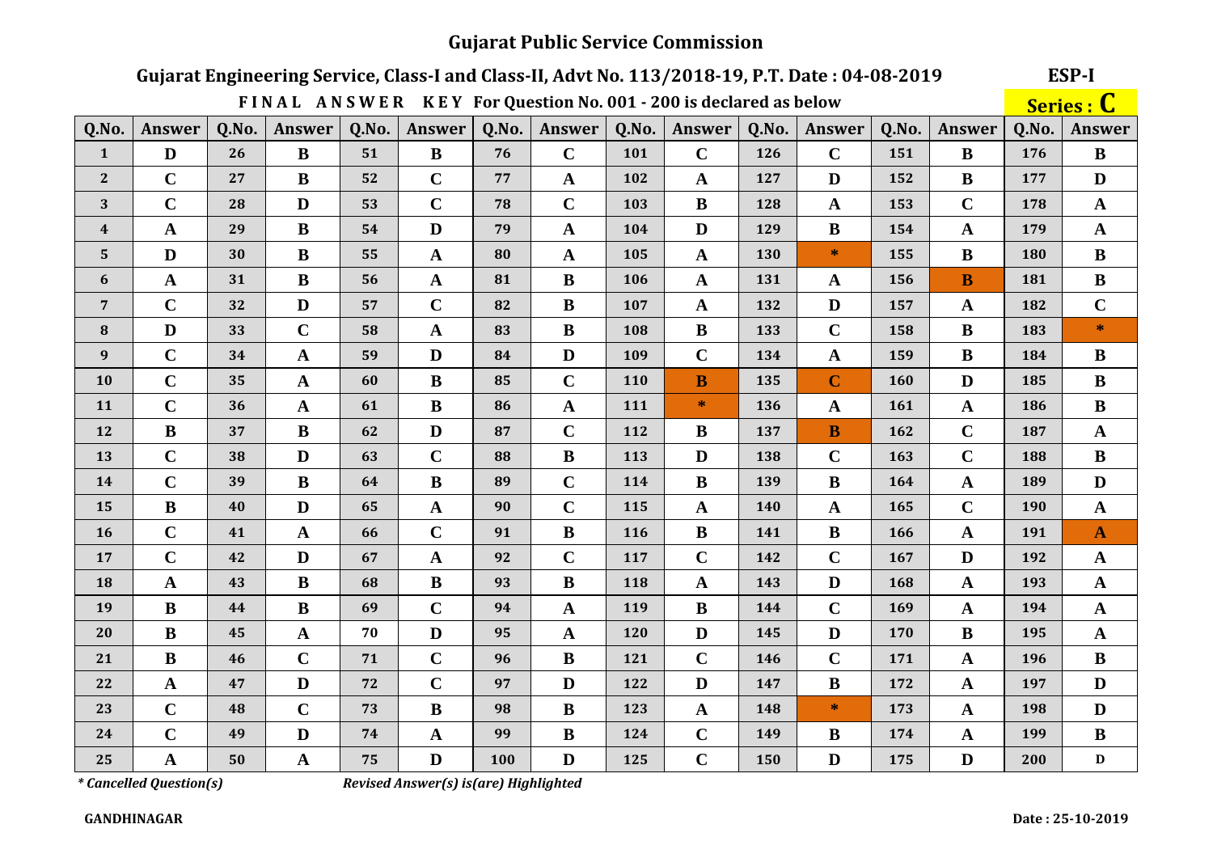# Gujarat Public Service Commission

## Gujarat Engineering Service, Class-I and Class-II, Advt No. 113/2018-19, P.T. Date : 04-08-2019

**ESP-I**

**FINAL ANSWER KEY For Question No. 001 - 200 is declared as below**

**Series : C**

| Q.No. | Answer | Q.No. | Answer | Q.No. | Answer | Q.No. | Answer | Q.No. | Answer | Q.No. | Answer | Q.No. | Answer | Q.No. | Answer |
|---|---|---|---|---|---|---|---|---|---|---|---|---|---|---|---|
| 1 | D | 26 | B | 51 | B | 76 | C | 101 | C | 126 | C | 151 | B | 176 | B |
| 2 | C | 27 | B | 52 | C | 77 | A | 102 | A | 127 | D | 152 | B | 177 | D |
| 3 | C | 28 | D | 53 | C | 78 | C | 103 | B | 128 | A | 153 | C | 178 | A |
| 4 | A | 29 | B | 54 | D | 79 | A | 104 | D | 129 | B | 154 | A | 179 | A |
| 5 | D | 30 | B | 55 | A | 80 | A | 105 | A | 130 | * | 155 | B | 180 | B |
| 6 | A | 31 | B | 56 | A | 81 | B | 106 | A | 131 | A | 156 | B | 181 | B |
| 7 | C | 32 | D | 57 | C | 82 | B | 107 | A | 132 | D | 157 | A | 182 | C |
| 8 | D | 33 | C | 58 | A | 83 | B | 108 | B | 133 | C | 158 | B | 183 | * |
| 9 | C | 34 | A | 59 | D | 84 | D | 109 | C | 134 | A | 159 | B | 184 | B |
| 10 | C | 35 | A | 60 | B | 85 | C | 110 | B | 135 | C | 160 | D | 185 | B |
| 11 | C | 36 | A | 61 | B | 86 | A | 111 | * | 136 | A | 161 | A | 186 | B |
| 12 | B | 37 | B | 62 | D | 87 | C | 112 | B | 137 | B | 162 | C | 187 | A |
| 13 | C | 38 | D | 63 | C | 88 | B | 113 | D | 138 | C | 163 | C | 188 | B |
| 14 | C | 39 | B | 64 | B | 89 | C | 114 | B | 139 | B | 164 | A | 189 | D |
| 15 | B | 40 | D | 65 | A | 90 | C | 115 | A | 140 | A | 165 | C | 190 | A |
| 16 | C | 41 | A | 66 | C | 91 | B | 116 | B | 141 | B | 166 | A | 191 | A |
| 17 | C | 42 | D | 67 | A | 92 | C | 117 | C | 142 | C | 167 | D | 192 | A |
| 18 | A | 43 | B | 68 | B | 93 | B | 118 | A | 143 | D | 168 | A | 193 | A |
| 19 | B | 44 | B | 69 | C | 94 | A | 119 | B | 144 | C | 169 | A | 194 | A |
| 20 | B | 45 | A | 70 | D | 95 | A | 120 | D | 145 | D | 170 | B | 195 | A |
| 21 | B | 46 | C | 71 | C | 96 | B | 121 | C | 146 | C | 171 | A | 196 | B |
| 22 | A | 47 | D | 72 | C | 97 | D | 122 | D | 147 | B | 172 | A | 197 | D |
| 23 | C | 48 | C | 73 | B | 98 | B | 123 | A | 148 | * | 173 | A | 198 | D |
| 24 | C | 49 | D | 74 | A | 99 | B | 124 | C | 149 | B | 174 | A | 199 | B |
| 25 | A | 50 | A | 75 | D | 100 | D | 125 | C | 150 | D | 175 | D | 200 | D |

*\* Cancelled Question(s)*

*Revised Answer(s) is(are) Highlighted*

**GANDHINAGAR**

**Date : 25-10-2019**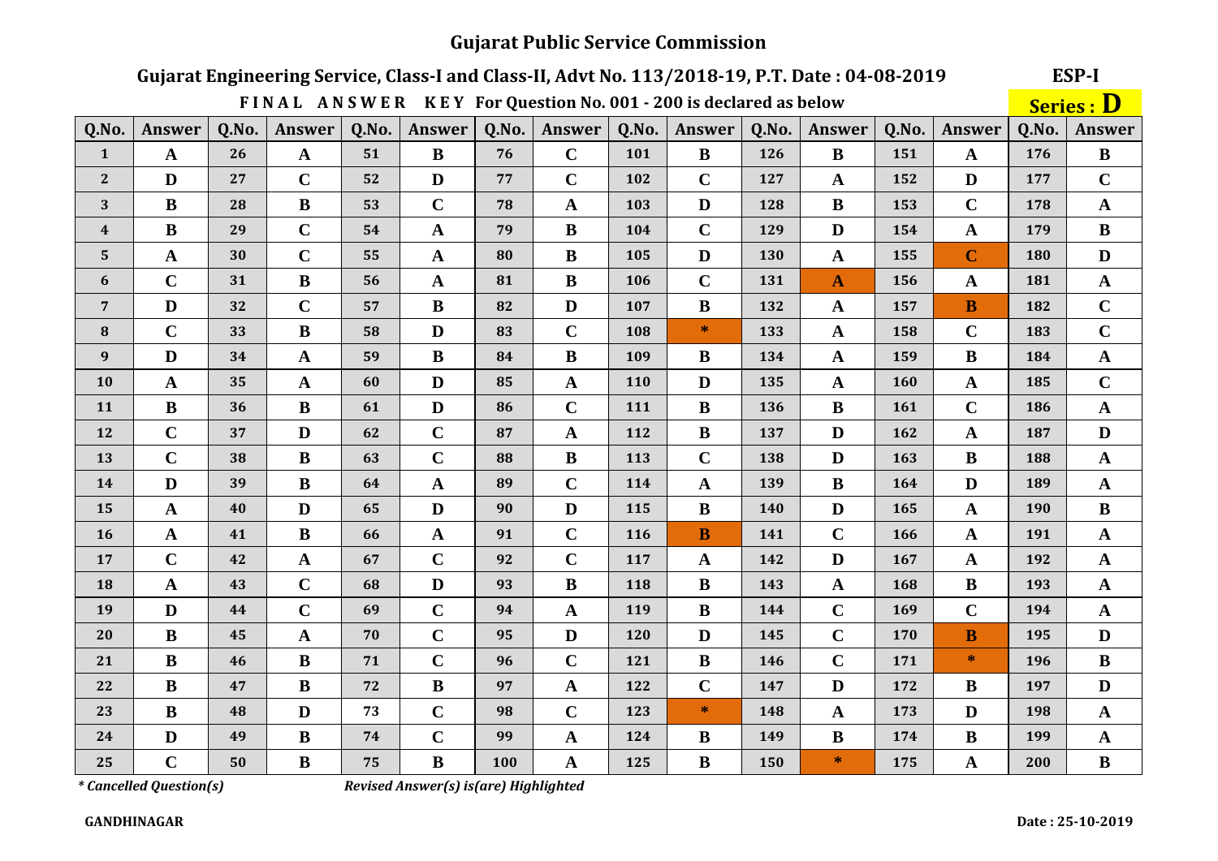# Gujarat Public Service Commission

## Gujarat Engineering Service, Class-I and Class-II, Advt No. 113/2018-19, P.T. Date : 04-08-2019

**ESP-I**

**FINAL ANSWER KEY For Question No. 001 - 200 is declared as below**

**Series : D**

| Q.No. | Answer | Q.No. | Answer | Q.No. | Answer | Q.No. | Answer | Q.No. | Answer | Q.No. | Answer | Q.No. | Answer | Q.No. | Answer |
|---|---|---|---|---|---|---|---|---|---|---|---|---|---|---|---|
| 1 | A | 26 | A | 51 | B | 76 | C | 101 | B | 126 | B | 151 | A | 176 | B |
| 2 | D | 27 | C | 52 | D | 77 | C | 102 | C | 127 | A | 152 | D | 177 | C |
| 3 | B | 28 | B | 53 | C | 78 | A | 103 | D | 128 | B | 153 | C | 178 | A |
| 4 | B | 29 | C | 54 | A | 79 | B | 104 | C | 129 | D | 154 | A | 179 | B |
| 5 | A | 30 | C | 55 | A | 80 | B | 105 | D | 130 | A | 155 | C | 180 | D |
| 6 | C | 31 | B | 56 | A | 81 | B | 106 | C | 131 | A | 156 | A | 181 | A |
| 7 | D | 32 | C | 57 | B | 82 | D | 107 | B | 132 | A | 157 | B | 182 | C |
| 8 | C | 33 | B | 58 | D | 83 | C | 108 | * | 133 | A | 158 | C | 183 | C |
| 9 | D | 34 | A | 59 | B | 84 | B | 109 | B | 134 | A | 159 | B | 184 | A |
| 10 | A | 35 | A | 60 | D | 85 | A | 110 | D | 135 | A | 160 | A | 185 | C |
| 11 | B | 36 | B | 61 | D | 86 | C | 111 | B | 136 | B | 161 | C | 186 | A |
| 12 | C | 37 | D | 62 | C | 87 | A | 112 | B | 137 | D | 162 | A | 187 | D |
| 13 | C | 38 | B | 63 | C | 88 | B | 113 | C | 138 | D | 163 | B | 188 | A |
| 14 | D | 39 | B | 64 | A | 89 | C | 114 | A | 139 | B | 164 | D | 189 | A |
| 15 | A | 40 | D | 65 | D | 90 | D | 115 | B | 140 | D | 165 | A | 190 | B |
| 16 | A | 41 | B | 66 | A | 91 | C | 116 | B | 141 | C | 166 | A | 191 | A |
| 17 | C | 42 | A | 67 | C | 92 | C | 117 | A | 142 | D | 167 | A | 192 | A |
| 18 | A | 43 | C | 68 | D | 93 | B | 118 | B | 143 | A | 168 | B | 193 | A |
| 19 | D | 44 | C | 69 | C | 94 | A | 119 | B | 144 | C | 169 | C | 194 | A |
| 20 | B | 45 | A | 70 | C | 95 | D | 120 | D | 145 | C | 170 | B | 195 | D |
| 21 | B | 46 | B | 71 | C | 96 | C | 121 | B | 146 | C | 171 | * | 196 | B |
| 22 | B | 47 | B | 72 | B | 97 | A | 122 | C | 147 | D | 172 | B | 197 | D |
| 23 | B | 48 | D | 73 | C | 98 | C | 123 | * | 148 | A | 173 | D | 198 | A |
| 24 | D | 49 | B | 74 | C | 99 | A | 124 | B | 149 | B | 174 | B | 199 | A |
| 25 | C | 50 | B | 75 | B | 100 | A | 125 | B | 150 | * | 175 | A | 200 | B |

*\* Cancelled Question(s)*  *Revised Answer(s) is(are) Highlighted*

**GANDHINAGAR**  **Date : 25-10-2019**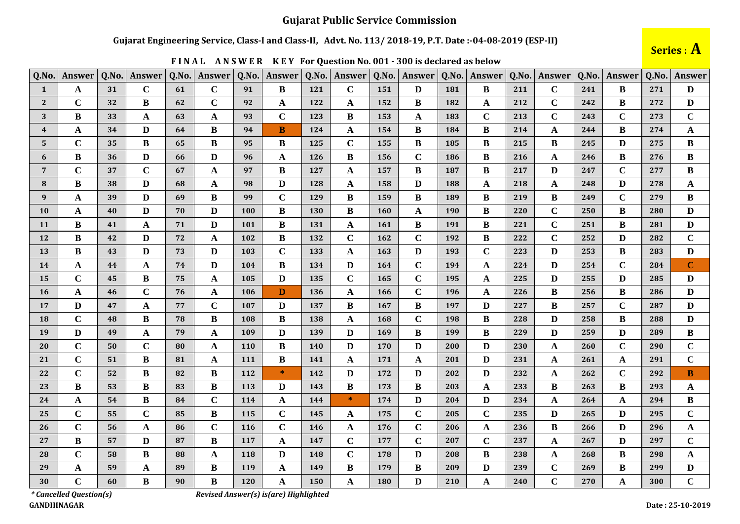# Gujarat Public Service Commission

## Gujarat Engineering Service, Class-I and Class-II, Advt. No. 113/ 2018-19, P.T. Date :-04-08-2019 (ESP-II)

**Series : A**

### FINAL ANSWER KEY For Question No. 001 - 300 is declared as below

| Q.No. | Answer | Q.No. | Answer | Q.No. | Answer | Q.No. | Answer | Q.No. | Answer | Q.No. | Answer | Q.No. | Answer | Q.No. | Answer | Q.No. | Answer | Q.No. | Answer |
|---|---|---|---|---|---|---|---|---|---|---|---|---|---|---|---|---|---|---|---|
| 1 | A | 31 | C | 61 | C | 91 | B | 121 | C | 151 | D | 181 | B | 211 | C | 241 | B | 271 | D |
| 2 | C | 32 | B | 62 | C | 92 | A | 122 | A | 152 | B | 182 | A | 212 | C | 242 | B | 272 | D |
| 3 | B | 33 | A | 63 | A | 93 | C | 123 | B | 153 | A | 183 | C | 213 | C | 243 | C | 273 | C |
| 4 | A | 34 | D | 64 | B | 94 | B | 124 | A | 154 | B | 184 | B | 214 | A | 244 | B | 274 | A |
| 5 | C | 35 | B | 65 | B | 95 | B | 125 | C | 155 | B | 185 | B | 215 | B | 245 | D | 275 | B |
| 6 | B | 36 | D | 66 | D | 96 | A | 126 | B | 156 | C | 186 | B | 216 | A | 246 | B | 276 | B |
| 7 | C | 37 | C | 67 | A | 97 | B | 127 | A | 157 | B | 187 | B | 217 | D | 247 | C | 277 | B |
| 8 | B | 38 | D | 68 | A | 98 | D | 128 | A | 158 | D | 188 | A | 218 | A | 248 | D | 278 | A |
| 9 | A | 39 | D | 69 | B | 99 | C | 129 | B | 159 | B | 189 | B | 219 | B | 249 | C | 279 | B |
| 10 | A | 40 | D | 70 | D | 100 | B | 130 | B | 160 | A | 190 | B | 220 | C | 250 | B | 280 | D |
| 11 | B | 41 | A | 71 | D | 101 | B | 131 | A | 161 | B | 191 | B | 221 | C | 251 | B | 281 | D |
| 12 | B | 42 | D | 72 | A | 102 | B | 132 | C | 162 | C | 192 | B | 222 | C | 252 | D | 282 | C |
| 13 | B | 43 | D | 73 | D | 103 | C | 133 | A | 163 | D | 193 | C | 223 | D | 253 | B | 283 | D |
| 14 | A | 44 | A | 74 | D | 104 | B | 134 | D | 164 | C | 194 | A | 224 | D | 254 | C | 284 | C |
| 15 | C | 45 | B | 75 | A | 105 | D | 135 | C | 165 | C | 195 | A | 225 | D | 255 | D | 285 | D |
| 16 | A | 46 | C | 76 | A | 106 | D | 136 | A | 166 | C | 196 | A | 226 | B | 256 | B | 286 | D |
| 17 | D | 47 | A | 77 | C | 107 | D | 137 | B | 167 | B | 197 | D | 227 | B | 257 | C | 287 | D |
| 18 | C | 48 | B | 78 | B | 108 | B | 138 | A | 168 | C | 198 | B | 228 | D | 258 | B | 288 | D |
| 19 | D | 49 | A | 79 | A | 109 | D | 139 | D | 169 | B | 199 | B | 229 | D | 259 | D | 289 | B |
| 20 | C | 50 | C | 80 | A | 110 | B | 140 | D | 170 | D | 200 | D | 230 | A | 260 | C | 290 | C |
| 21 | C | 51 | B | 81 | A | 111 | B | 141 | A | 171 | A | 201 | D | 231 | A | 261 | A | 291 | C |
| 22 | C | 52 | B | 82 | B | 112 | * | 142 | D | 172 | D | 202 | D | 232 | A | 262 | C | 292 | B |
| 23 | B | 53 | B | 83 | B | 113 | D | 143 | B | 173 | B | 203 | A | 233 | B | 263 | B | 293 | A |
| 24 | A | 54 | B | 84 | C | 114 | A | 144 | * | 174 | D | 204 | D | 234 | A | 264 | A | 294 | B |
| 25 | C | 55 | C | 85 | B | 115 | C | 145 | A | 175 | C | 205 | C | 235 | D | 265 | D | 295 | C |
| 26 | C | 56 | A | 86 | C | 116 | C | 146 | A | 176 | C | 206 | A | 236 | B | 266 | D | 296 | A |
| 27 | B | 57 | D | 87 | B | 117 | A | 147 | C | 177 | C | 207 | C | 237 | A | 267 | D | 297 | C |
| 28 | C | 58 | B | 88 | A | 118 | D | 148 | C | 178 | D | 208 | B | 238 | A | 268 | B | 298 | A |
| 29 | A | 59 | A | 89 | B | 119 | A | 149 | B | 179 | B | 209 | D | 239 | C | 269 | B | 299 | D |
| 30 | C | 60 | B | 90 | B | 120 | A | 150 | A | 180 | D | 210 | A | 240 | C | 270 | A | 300 | C |

*\* Cancelled Question(s)*

*Revised Answer(s) is(are) Highlighted*

**GANDHINAGAR**

**Date : 25-10-2019**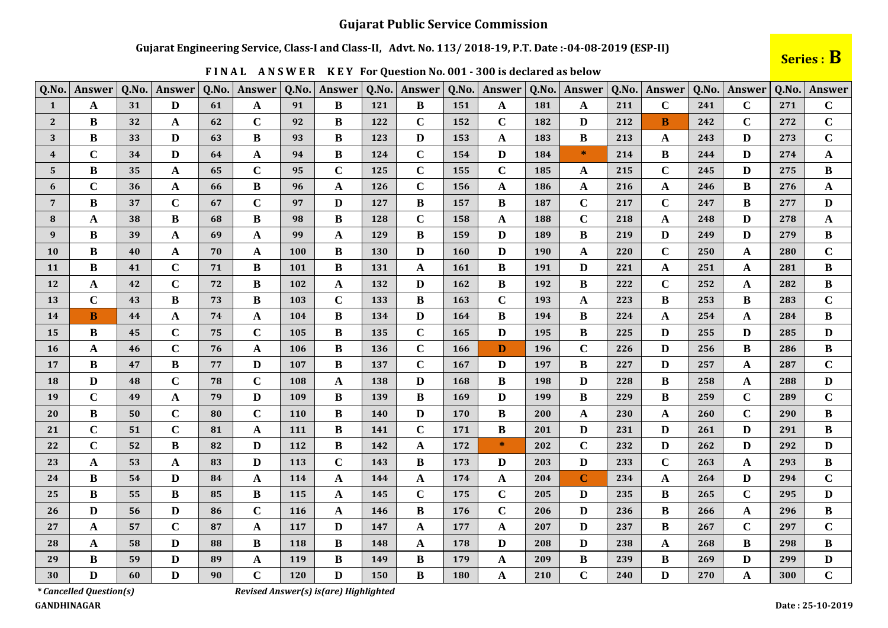# Gujarat Public Service Commission

## Gujarat Engineering Service, Class-I and Class-II, Advt. No. 113/ 2018-19, P.T. Date :-04-08-2019 (ESP-II)

**Series : B**

### FINAL ANSWER KEY For Question No. 001 - 300 is declared as below

| Q.No. | Answer | Q.No. | Answer | Q.No. | Answer | Q.No. | Answer | Q.No. | Answer | Q.No. | Answer | Q.No. | Answer | Q.No. | Answer | Q.No. | Answer | Q.No. | Answer |
|---|---|---|---|---|---|---|---|---|---|---|---|---|---|---|---|---|---|---|---|
| 1 | A | 31 | D | 61 | A | 91 | B | 121 | B | 151 | A | 181 | A | 211 | C | 241 | C | 271 | C |
| 2 | B | 32 | A | 62 | C | 92 | B | 122 | C | 152 | C | 182 | D | 212 | B | 242 | C | 272 | C |
| 3 | B | 33 | D | 63 | B | 93 | B | 123 | D | 153 | A | 183 | B | 213 | A | 243 | D | 273 | C |
| 4 | C | 34 | D | 64 | A | 94 | B | 124 | C | 154 | D | 184 | * | 214 | B | 244 | D | 274 | A |
| 5 | B | 35 | A | 65 | C | 95 | C | 125 | C | 155 | C | 185 | A | 215 | C | 245 | D | 275 | B |
| 6 | C | 36 | A | 66 | B | 96 | A | 126 | C | 156 | A | 186 | A | 216 | A | 246 | B | 276 | A |
| 7 | B | 37 | C | 67 | C | 97 | D | 127 | B | 157 | B | 187 | C | 217 | C | 247 | B | 277 | D |
| 8 | A | 38 | B | 68 | B | 98 | B | 128 | C | 158 | A | 188 | C | 218 | A | 248 | D | 278 | A |
| 9 | B | 39 | A | 69 | A | 99 | A | 129 | B | 159 | D | 189 | B | 219 | D | 249 | D | 279 | B |
| 10 | B | 40 | A | 70 | A | 100 | B | 130 | D | 160 | D | 190 | A | 220 | C | 250 | A | 280 | C |
| 11 | B | 41 | C | 71 | B | 101 | B | 131 | A | 161 | B | 191 | D | 221 | A | 251 | A | 281 | B |
| 12 | A | 42 | C | 72 | B | 102 | A | 132 | D | 162 | B | 192 | B | 222 | C | 252 | A | 282 | B |
| 13 | C | 43 | B | 73 | B | 103 | C | 133 | B | 163 | C | 193 | A | 223 | B | 253 | B | 283 | C |
| 14 | B | 44 | A | 74 | A | 104 | B | 134 | D | 164 | B | 194 | B | 224 | A | 254 | A | 284 | B |
| 15 | B | 45 | C | 75 | C | 105 | B | 135 | C | 165 | D | 195 | B | 225 | D | 255 | D | 285 | D |
| 16 | A | 46 | C | 76 | A | 106 | B | 136 | C | 166 | D | 196 | C | 226 | D | 256 | B | 286 | B |
| 17 | B | 47 | B | 77 | D | 107 | B | 137 | C | 167 | D | 197 | B | 227 | D | 257 | A | 287 | C |
| 18 | D | 48 | C | 78 | C | 108 | A | 138 | D | 168 | B | 198 | D | 228 | B | 258 | A | 288 | D |
| 19 | C | 49 | A | 79 | D | 109 | B | 139 | B | 169 | D | 199 | B | 229 | B | 259 | C | 289 | C |
| 20 | B | 50 | C | 80 | C | 110 | B | 140 | D | 170 | B | 200 | A | 230 | A | 260 | C | 290 | B |
| 21 | C | 51 | C | 81 | A | 111 | B | 141 | C | 171 | B | 201 | D | 231 | D | 261 | D | 291 | B |
| 22 | C | 52 | B | 82 | D | 112 | B | 142 | A | 172 | * | 202 | C | 232 | D | 262 | D | 292 | D |
| 23 | A | 53 | A | 83 | D | 113 | C | 143 | B | 173 | D | 203 | D | 233 | C | 263 | A | 293 | B |
| 24 | B | 54 | D | 84 | A | 114 | A | 144 | A | 174 | A | 204 | C | 234 | A | 264 | D | 294 | C |
| 25 | B | 55 | B | 85 | B | 115 | A | 145 | C | 175 | C | 205 | D | 235 | B | 265 | C | 295 | D |
| 26 | D | 56 | D | 86 | C | 116 | A | 146 | B | 176 | C | 206 | D | 236 | B | 266 | A | 296 | B |
| 27 | A | 57 | C | 87 | A | 117 | D | 147 | A | 177 | A | 207 | D | 237 | B | 267 | C | 297 | C |
| 28 | A | 58 | D | 88 | B | 118 | B | 148 | A | 178 | D | 208 | D | 238 | A | 268 | B | 298 | B |
| 29 | B | 59 | D | 89 | A | 119 | B | 149 | B | 179 | A | 209 | B | 239 | B | 269 | D | 299 | D |
| 30 | D | 60 | D | 90 | C | 120 | D | 150 | B | 180 | A | 210 | C | 240 | D | 270 | A | 300 | C |

*\* Cancelled Question(s)* *Revised Answer(s) is(are) Highlighted*

**GANDHINAGAR**

**Date : 25-10-2019**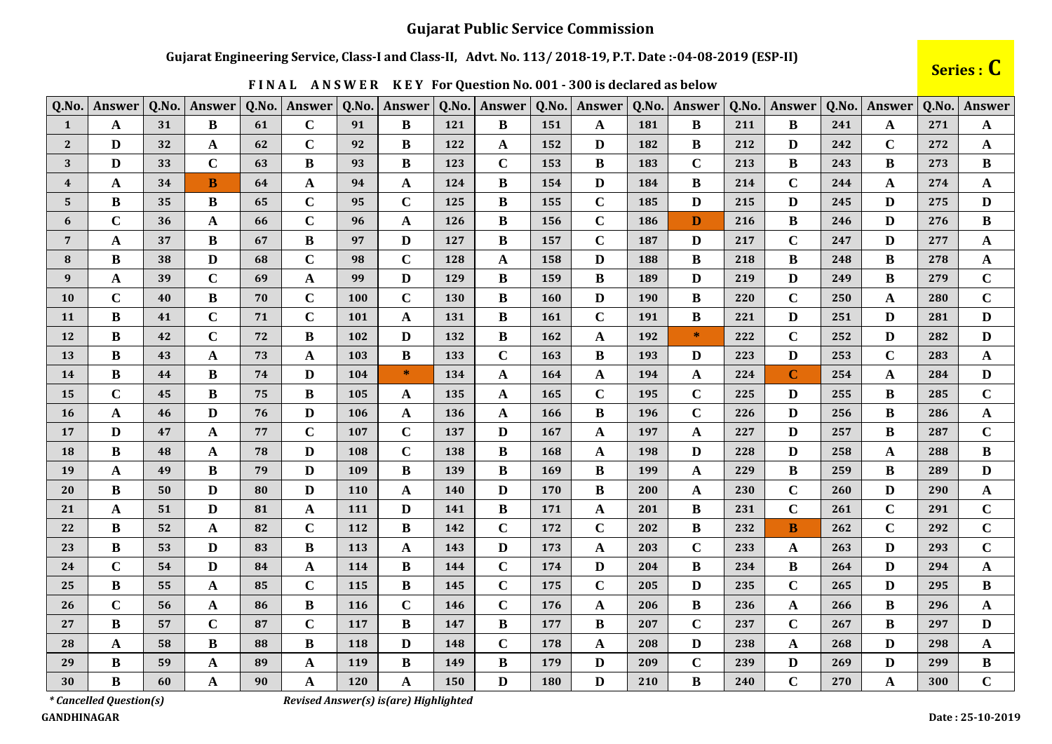# Gujarat Public Service Commission

## Gujarat Engineering Service, Class-I and Class-II, Advt. No. 113/ 2018-19, P.T. Date :-04-08-2019 (ESP-II)

**Series : C**

### FINAL ANSWER KEY For Question No. 001 - 300 is declared as below

| Q.No. | Answer | Q.No. | Answer | Q.No. | Answer | Q.No. | Answer | Q.No. | Answer | Q.No. | Answer | Q.No. | Answer | Q.No. | Answer | Q.No. | Answer | Q.No. | Answer |
|---|---|---|---|---|---|---|---|---|---|---|---|---|---|---|---|---|---|---|---|
| 1 | A | 31 | B | 61 | C | 91 | B | 121 | B | 151 | A | 181 | B | 211 | B | 241 | A | 271 | A |
| 2 | D | 32 | A | 62 | C | 92 | B | 122 | A | 152 | D | 182 | B | 212 | D | 242 | C | 272 | A |
| 3 | D | 33 | C | 63 | B | 93 | B | 123 | C | 153 | B | 183 | C | 213 | B | 243 | B | 273 | B |
| 4 | A | 34 | B | 64 | A | 94 | A | 124 | B | 154 | D | 184 | B | 214 | C | 244 | A | 274 | A |
| 5 | B | 35 | B | 65 | C | 95 | C | 125 | B | 155 | C | 185 | D | 215 | D | 245 | D | 275 | D |
| 6 | C | 36 | A | 66 | C | 96 | A | 126 | B | 156 | C | 186 | D | 216 | B | 246 | D | 276 | B |
| 7 | A | 37 | B | 67 | B | 97 | D | 127 | B | 157 | C | 187 | D | 217 | C | 247 | D | 277 | A |
| 8 | B | 38 | D | 68 | C | 98 | C | 128 | A | 158 | D | 188 | B | 218 | B | 248 | B | 278 | A |
| 9 | A | 39 | C | 69 | A | 99 | D | 129 | B | 159 | B | 189 | D | 219 | D | 249 | B | 279 | C |
| 10 | C | 40 | B | 70 | C | 100 | C | 130 | B | 160 | D | 190 | B | 220 | C | 250 | A | 280 | C |
| 11 | B | 41 | C | 71 | C | 101 | A | 131 | B | 161 | C | 191 | B | 221 | D | 251 | D | 281 | D |
| 12 | B | 42 | C | 72 | B | 102 | D | 132 | B | 162 | A | 192 | * | 222 | C | 252 | D | 282 | D |
| 13 | B | 43 | A | 73 | A | 103 | B | 133 | C | 163 | B | 193 | D | 223 | D | 253 | C | 283 | A |
| 14 | B | 44 | B | 74 | D | 104 | * | 134 | A | 164 | A | 194 | A | 224 | C | 254 | A | 284 | D |
| 15 | C | 45 | B | 75 | B | 105 | A | 135 | A | 165 | C | 195 | C | 225 | D | 255 | B | 285 | C |
| 16 | A | 46 | D | 76 | D | 106 | A | 136 | A | 166 | B | 196 | C | 226 | D | 256 | B | 286 | A |
| 17 | D | 47 | A | 77 | C | 107 | C | 137 | D | 167 | A | 197 | A | 227 | D | 257 | B | 287 | C |
| 18 | B | 48 | A | 78 | D | 108 | C | 138 | B | 168 | A | 198 | D | 228 | D | 258 | A | 288 | B |
| 19 | A | 49 | B | 79 | D | 109 | B | 139 | B | 169 | B | 199 | A | 229 | B | 259 | B | 289 | D |
| 20 | B | 50 | D | 80 | D | 110 | A | 140 | D | 170 | B | 200 | A | 230 | C | 260 | D | 290 | A |
| 21 | A | 51 | D | 81 | A | 111 | D | 141 | B | 171 | A | 201 | B | 231 | C | 261 | C | 291 | C |
| 22 | B | 52 | A | 82 | C | 112 | B | 142 | C | 172 | C | 202 | B | 232 | B | 262 | C | 292 | C |
| 23 | B | 53 | D | 83 | B | 113 | A | 143 | D | 173 | A | 203 | C | 233 | A | 263 | D | 293 | C |
| 24 | C | 54 | D | 84 | A | 114 | B | 144 | C | 174 | D | 204 | B | 234 | B | 264 | D | 294 | A |
| 25 | B | 55 | A | 85 | C | 115 | B | 145 | C | 175 | C | 205 | D | 235 | C | 265 | D | 295 | B |
| 26 | C | 56 | A | 86 | B | 116 | C | 146 | C | 176 | A | 206 | B | 236 | A | 266 | B | 296 | A |
| 27 | B | 57 | C | 87 | C | 117 | B | 147 | B | 177 | B | 207 | C | 237 | C | 267 | B | 297 | D |
| 28 | A | 58 | B | 88 | B | 118 | D | 148 | C | 178 | A | 208 | D | 238 | A | 268 | D | 298 | A |
| 29 | B | 59 | A | 89 | A | 119 | B | 149 | B | 179 | D | 209 | C | 239 | D | 269 | D | 299 | B |
| 30 | B | 60 | A | 90 | A | 120 | A | 150 | D | 180 | D | 210 | B | 240 | C | 270 | A | 300 | C |

*\* Cancelled Question(s)* *Revised Answer(s) is(are) Highlighted*

**GANDHINAGAR**

**Date : 25-10-2019**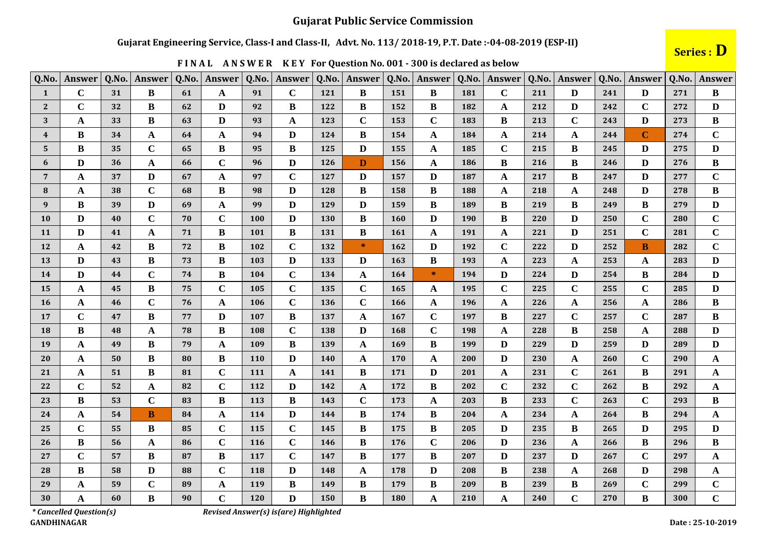# Gujarat Public Service Commission

## Gujarat Engineering Service, Class-I and Class-II, Advt. No. 113/ 2018-19, P.T. Date :-04-08-2019 (ESP-II)

**Series : D**

### FINAL ANSWER KEY For Question No. 001 - 300 is declared as below

| Q.No. | Answer | Q.No. | Answer | Q.No. | Answer | Q.No. | Answer | Q.No. | Answer | Q.No. | Answer | Q.No. | Answer | Q.No. | Answer | Q.No. | Answer | Q.No. | Answer |
|---|---|---|---|---|---|---|---|---|---|---|---|---|---|---|---|---|---|---|---|
| 1 | C | 31 | B | 61 | A | 91 | C | 121 | B | 151 | B | 181 | C | 211 | D | 241 | D | 271 | B |
| 2 | C | 32 | B | 62 | D | 92 | B | 122 | B | 152 | B | 182 | A | 212 | D | 242 | C | 272 | D |
| 3 | A | 33 | B | 63 | D | 93 | A | 123 | C | 153 | C | 183 | B | 213 | C | 243 | D | 273 | B |
| 4 | B | 34 | A | 64 | A | 94 | D | 124 | B | 154 | A | 184 | A | 214 | A | 244 | C | 274 | C |
| 5 | B | 35 | C | 65 | B | 95 | B | 125 | D | 155 | A | 185 | C | 215 | B | 245 | D | 275 | D |
| 6 | D | 36 | A | 66 | C | 96 | D | 126 | D | 156 | A | 186 | B | 216 | B | 246 | D | 276 | B |
| 7 | A | 37 | D | 67 | A | 97 | C | 127 | D | 157 | D | 187 | A | 217 | B | 247 | D | 277 | C |
| 8 | A | 38 | C | 68 | B | 98 | D | 128 | B | 158 | B | 188 | A | 218 | A | 248 | D | 278 | B |
| 9 | B | 39 | D | 69 | A | 99 | D | 129 | D | 159 | B | 189 | B | 219 | B | 249 | B | 279 | D |
| 10 | D | 40 | C | 70 | C | 100 | D | 130 | B | 160 | D | 190 | B | 220 | D | 250 | C | 280 | C |
| 11 | D | 41 | A | 71 | B | 101 | B | 131 | B | 161 | A | 191 | A | 221 | D | 251 | C | 281 | C |
| 12 | A | 42 | B | 72 | B | 102 | C | 132 | * | 162 | D | 192 | C | 222 | D | 252 | B | 282 | C |
| 13 | D | 43 | B | 73 | B | 103 | D | 133 | D | 163 | B | 193 | A | 223 | A | 253 | A | 283 | D |
| 14 | D | 44 | C | 74 | B | 104 | C | 134 | A | 164 | * | 194 | D | 224 | D | 254 | B | 284 | D |
| 15 | A | 45 | B | 75 | C | 105 | C | 135 | C | 165 | A | 195 | C | 225 | C | 255 | C | 285 | D |
| 16 | A | 46 | C | 76 | A | 106 | C | 136 | C | 166 | A | 196 | A | 226 | A | 256 | A | 286 | B |
| 17 | C | 47 | B | 77 | D | 107 | B | 137 | A | 167 | C | 197 | B | 227 | C | 257 | C | 287 | B |
| 18 | B | 48 | A | 78 | B | 108 | C | 138 | D | 168 | C | 198 | A | 228 | B | 258 | A | 288 | D |
| 19 | A | 49 | B | 79 | A | 109 | B | 139 | A | 169 | B | 199 | D | 229 | D | 259 | D | 289 | D |
| 20 | A | 50 | B | 80 | B | 110 | D | 140 | A | 170 | A | 200 | D | 230 | A | 260 | C | 290 | A |
| 21 | A | 51 | B | 81 | C | 111 | A | 141 | B | 171 | D | 201 | A | 231 | C | 261 | B | 291 | A |
| 22 | C | 52 | A | 82 | C | 112 | D | 142 | A | 172 | B | 202 | C | 232 | C | 262 | B | 292 | A |
| 23 | B | 53 | C | 83 | B | 113 | B | 143 | C | 173 | A | 203 | B | 233 | C | 263 | C | 293 | B |
| 24 | A | 54 | B | 84 | A | 114 | D | 144 | B | 174 | B | 204 | A | 234 | A | 264 | B | 294 | A |
| 25 | C | 55 | B | 85 | C | 115 | C | 145 | B | 175 | B | 205 | D | 235 | B | 265 | D | 295 | D |
| 26 | B | 56 | A | 86 | C | 116 | C | 146 | B | 176 | C | 206 | D | 236 | A | 266 | B | 296 | B |
| 27 | C | 57 | B | 87 | B | 117 | C | 147 | B | 177 | B | 207 | D | 237 | D | 267 | C | 297 | A |
| 28 | B | 58 | D | 88 | C | 118 | D | 148 | A | 178 | D | 208 | B | 238 | A | 268 | D | 298 | A |
| 29 | A | 59 | C | 89 | A | 119 | B | 149 | B | 179 | B | 209 | B | 239 | B | 269 | C | 299 | C |
| 30 | A | 60 | B | 90 | C | 120 | D | 150 | B | 180 | A | 210 | A | 240 | C | 270 | B | 300 | C |

*\* Cancelled Question(s)*

*Revised Answer(s) is(are) Highlighted*

**GANDHINAGAR**

**Date : 25-10-2019**